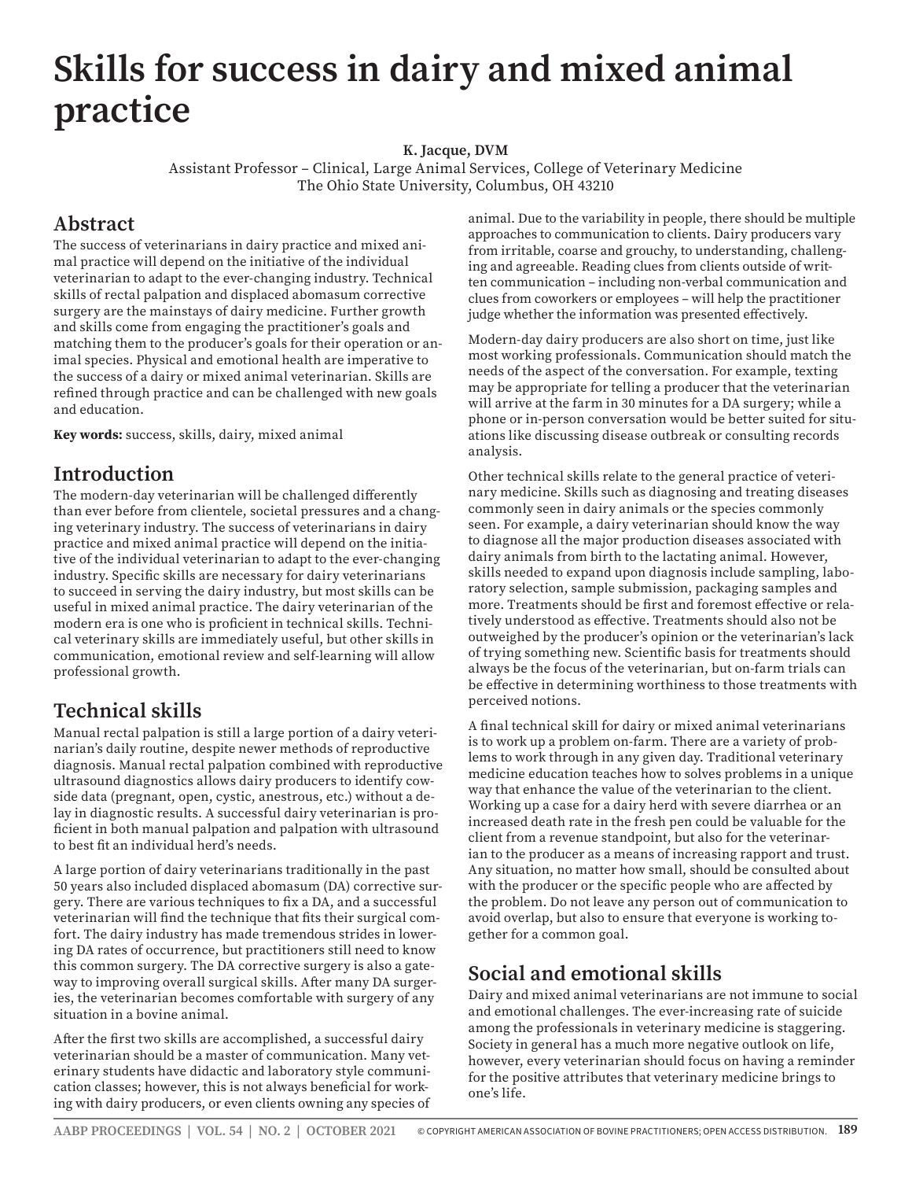# Skills for success in dairy and mixed animal practice

**K. Jacque, DVM**

Assistant Professor – Clinical, Large Animal Services, College of Veterinary Medicine
The Ohio State University, Columbus, OH 43210

## Abstract

The success of veterinarians in dairy practice and mixed animal practice will depend on the initiative of the individual veterinarian to adapt to the ever-changing industry. Technical skills of rectal palpation and displaced abomasum corrective surgery are the mainstays of dairy medicine. Further growth and skills come from engaging the practitioner's goals and matching them to the producer's goals for their operation or animal species. Physical and emotional health are imperative to the success of a dairy or mixed animal veterinarian. Skills are refined through practice and can be challenged with new goals and education.

**Key words:** success, skills, dairy, mixed animal

## Introduction

The modern-day veterinarian will be challenged differently than ever before from clientele, societal pressures and a changing veterinary industry. The success of veterinarians in dairy practice and mixed animal practice will depend on the initiative of the individual veterinarian to adapt to the ever-changing industry. Specific skills are necessary for dairy veterinarians to succeed in serving the dairy industry, but most skills can be useful in mixed animal practice. The dairy veterinarian of the modern era is one who is proficient in technical skills. Technical veterinary skills are immediately useful, but other skills in communication, emotional review and self-learning will allow professional growth.

## Technical skills

Manual rectal palpation is still a large portion of a dairy veterinarian's daily routine, despite newer methods of reproductive diagnosis. Manual rectal palpation combined with reproductive ultrasound diagnostics allows dairy producers to identify cowside data (pregnant, open, cystic, anestrous, etc.) without a delay in diagnostic results. A successful dairy veterinarian is proficient in both manual palpation and palpation with ultrasound to best fit an individual herd's needs.

A large portion of dairy veterinarians traditionally in the past 50 years also included displaced abomasum (DA) corrective surgery. There are various techniques to fix a DA, and a successful veterinarian will find the technique that fits their surgical comfort. The dairy industry has made tremendous strides in lowering DA rates of occurrence, but practitioners still need to know this common surgery. The DA corrective surgery is also a gateway to improving overall surgical skills. After many DA surgeries, the veterinarian becomes comfortable with surgery of any situation in a bovine animal.

After the first two skills are accomplished, a successful dairy veterinarian should be a master of communication. Many veterinary students have didactic and laboratory style communication classes; however, this is not always beneficial for working with dairy producers, or even clients owning any species of animal. Due to the variability in people, there should be multiple approaches to communication to clients. Dairy producers vary from irritable, coarse and grouchy, to understanding, challenging and agreeable. Reading clues from clients outside of written communication – including non-verbal communication and clues from coworkers or employees – will help the practitioner judge whether the information was presented effectively.

Modern-day dairy producers are also short on time, just like most working professionals. Communication should match the needs of the aspect of the conversation. For example, texting may be appropriate for telling a producer that the veterinarian will arrive at the farm in 30 minutes for a DA surgery; while a phone or in-person conversation would be better suited for situations like discussing disease outbreak or consulting records analysis.

Other technical skills relate to the general practice of veterinary medicine. Skills such as diagnosing and treating diseases commonly seen in dairy animals or the species commonly seen. For example, a dairy veterinarian should know the way to diagnose all the major production diseases associated with dairy animals from birth to the lactating animal. However, skills needed to expand upon diagnosis include sampling, laboratory selection, sample submission, packaging samples and more. Treatments should be first and foremost effective or relatively understood as effective. Treatments should also not be outweighed by the producer's opinion or the veterinarian's lack of trying something new. Scientific basis for treatments should always be the focus of the veterinarian, but on-farm trials can be effective in determining worthiness to those treatments with perceived notions.

A final technical skill for dairy or mixed animal veterinarians is to work up a problem on-farm. There are a variety of problems to work through in any given day. Traditional veterinary medicine education teaches how to solves problems in a unique way that enhance the value of the veterinarian to the client. Working up a case for a dairy herd with severe diarrhea or an increased death rate in the fresh pen could be valuable for the client from a revenue standpoint, but also for the veterinarian to the producer as a means of increasing rapport and trust. Any situation, no matter how small, should be consulted about with the producer or the specific people who are affected by the problem. Do not leave any person out of communication to avoid overlap, but also to ensure that everyone is working together for a common goal.

## Social and emotional skills

Dairy and mixed animal veterinarians are not immune to social and emotional challenges. The ever-increasing rate of suicide among the professionals in veterinary medicine is staggering. Society in general has a much more negative outlook on life, however, every veterinarian should focus on having a reminder for the positive attributes that veterinary medicine brings to one's life.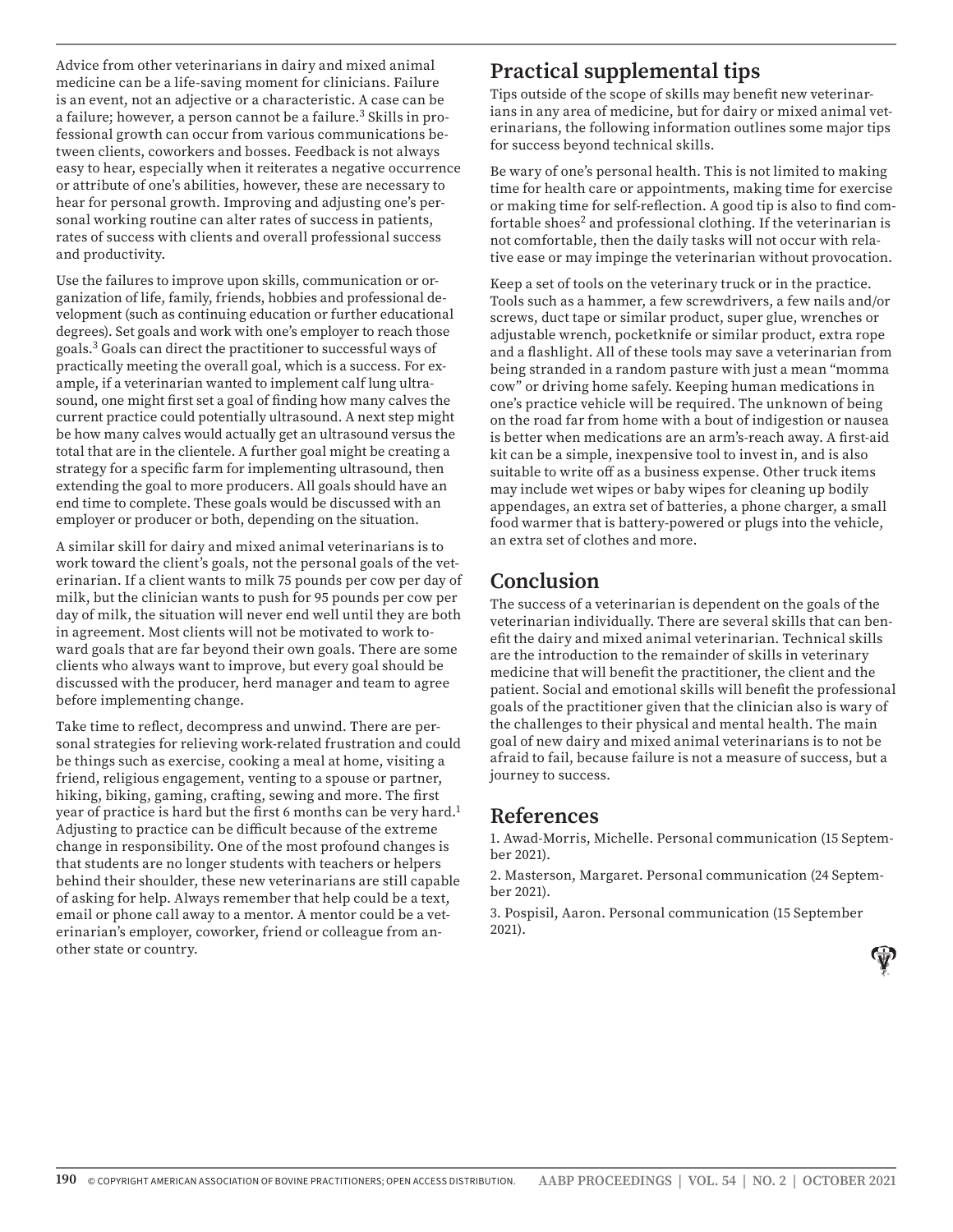Advice from other veterinarians in dairy and mixed animal medicine can be a life-saving moment for clinicians. Failure is an event, not an adjective or a characteristic. A case can be a failure; however, a person cannot be a failure.[3] Skills in professional growth can occur from various communications between clients, coworkers and bosses. Feedback is not always easy to hear, especially when it reiterates a negative occurrence or attribute of one's abilities, however, these are necessary to hear for personal growth. Improving and adjusting one's personal working routine can alter rates of success in patients, rates of success with clients and overall professional success and productivity.

Use the failures to improve upon skills, communication or organization of life, family, friends, hobbies and professional development (such as continuing education or further educational degrees). Set goals and work with one's employer to reach those goals.[3] Goals can direct the practitioner to successful ways of practically meeting the overall goal, which is a success. For example, if a veterinarian wanted to implement calf lung ultrasound, one might first set a goal of finding how many calves the current practice could potentially ultrasound. A next step might be how many calves would actually get an ultrasound versus the total that are in the clientele. A further goal might be creating a strategy for a specific farm for implementing ultrasound, then extending the goal to more producers. All goals should have an end time to complete. These goals would be discussed with an employer or producer or both, depending on the situation.

A similar skill for dairy and mixed animal veterinarians is to work toward the client's goals, not the personal goals of the veterinarian. If a client wants to milk 75 pounds per cow per day of milk, but the clinician wants to push for 95 pounds per cow per day of milk, the situation will never end well until they are both in agreement. Most clients will not be motivated to work toward goals that are far beyond their own goals. There are some clients who always want to improve, but every goal should be discussed with the producer, herd manager and team to agree before implementing change.

Take time to reflect, decompress and unwind. There are personal strategies for relieving work-related frustration and could be things such as exercise, cooking a meal at home, visiting a friend, religious engagement, venting to a spouse or partner, hiking, biking, gaming, crafting, sewing and more. The first year of practice is hard but the first 6 months can be very hard.[1] Adjusting to practice can be difficult because of the extreme change in responsibility. One of the most profound changes is that students are no longer students with teachers or helpers behind their shoulder, these new veterinarians are still capable of asking for help. Always remember that help could be a text, email or phone call away to a mentor. A mentor could be a veterinarian's employer, coworker, friend or colleague from another state or country.

## Practical supplemental tips

Tips outside of the scope of skills may benefit new veterinarians in any area of medicine, but for dairy or mixed animal veterinarians, the following information outlines some major tips for success beyond technical skills.

Be wary of one's personal health. This is not limited to making time for health care or appointments, making time for exercise or making time for self-reflection. A good tip is also to find comfortable shoes[2] and professional clothing. If the veterinarian is not comfortable, then the daily tasks will not occur with relative ease or may impinge the veterinarian without provocation.

Keep a set of tools on the veterinary truck or in the practice. Tools such as a hammer, a few screwdrivers, a few nails and/or screws, duct tape or similar product, super glue, wrenches or adjustable wrench, pocketknife or similar product, extra rope and a flashlight. All of these tools may save a veterinarian from being stranded in a random pasture with just a mean "momma cow" or driving home safely. Keeping human medications in one's practice vehicle will be required. The unknown of being on the road far from home with a bout of indigestion or nausea is better when medications are an arm's-reach away. A first-aid kit can be a simple, inexpensive tool to invest in, and is also suitable to write off as a business expense. Other truck items may include wet wipes or baby wipes for cleaning up bodily appendages, an extra set of batteries, a phone charger, a small food warmer that is battery-powered or plugs into the vehicle, an extra set of clothes and more.

## Conclusion

The success of a veterinarian is dependent on the goals of the veterinarian individually. There are several skills that can benefit the dairy and mixed animal veterinarian. Technical skills are the introduction to the remainder of skills in veterinary medicine that will benefit the practitioner, the client and the patient. Social and emotional skills will benefit the professional goals of the practitioner given that the clinician also is wary of the challenges to their physical and mental health. The main goal of new dairy and mixed animal veterinarians is to not be afraid to fail, because failure is not a measure of success, but a journey to success.

## References

1. Awad-Morris, Michelle. Personal communication (15 September 2021).

2. Masterson, Margaret. Personal communication (24 September 2021).

3. Pospisil, Aaron. Personal communication (15 September 2021).